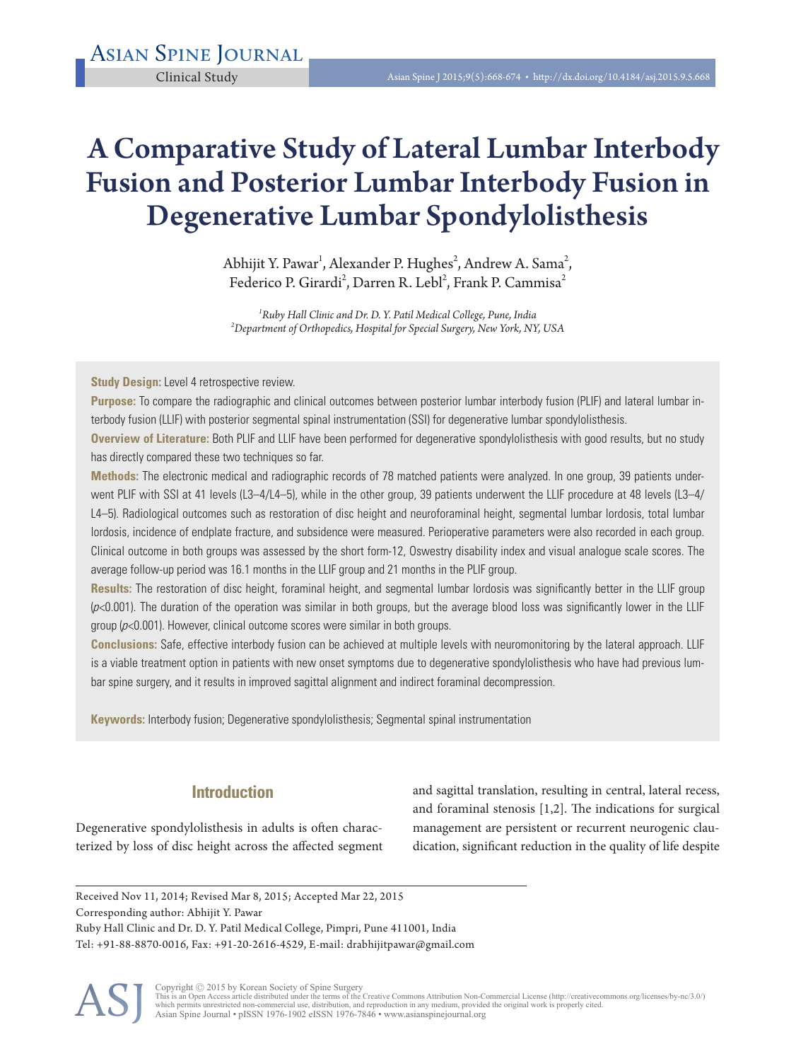Clinical Study

# A Comparative Study of Lateral Lumbar Interbody Fusion and Posterior Lumbar Interbody Fusion in Degenerative Lumbar Spondylolisthesis

Abhijit Y. Pawar[1], Alexander P. Hughes[2], Andrew A. Sama[2], Federico P. Girardi[2], Darren R. Lebl[2], Frank P. Cammisa[2]

[1]*Ruby Hall Clinic and Dr. D. Y. Patil Medical College, Pune, India*
[2]*Department of Orthopedics, Hospital for Special Surgery, New York, NY, USA*

**Study Design:** Level 4 retrospective review.

**Purpose:** To compare the radiographic and clinical outcomes between posterior lumbar interbody fusion (PLIF) and lateral lumbar interbody fusion (LLIF) with posterior segmental spinal instrumentation (SSI) for degenerative lumbar spondylolisthesis.

**Overview of Literature:** Both PLIF and LLIF have been performed for degenerative spondylolisthesis with good results, but no study has directly compared these two techniques so far.

**Methods:** The electronic medical and radiographic records of 78 matched patients were analyzed. In one group, 39 patients underwent PLIF with SSI at 41 levels (L3–4/L4–5), while in the other group, 39 patients underwent the LLIF procedure at 48 levels (L3–4/L4–5). Radiological outcomes such as restoration of disc height and neuroforaminal height, segmental lumbar lordosis, total lumbar lordosis, incidence of endplate fracture, and subsidence were measured. Perioperative parameters were also recorded in each group. Clinical outcome in both groups was assessed by the short form-12, Oswestry disability index and visual analogue scale scores. The average follow-up period was 16.1 months in the LLIF group and 21 months in the PLIF group.

**Results:** The restoration of disc height, foraminal height, and segmental lumbar lordosis was significantly better in the LLIF group ($p<0.001$). The duration of the operation was similar in both groups, but the average blood loss was significantly lower in the LLIF group ($p<0.001$). However, clinical outcome scores were similar in both groups.

**Conclusions:** Safe, effective interbody fusion can be achieved at multiple levels with neuromonitoring by the lateral approach. LLIF is a viable treatment option in patients with new onset symptoms due to degenerative spondylolisthesis who have had previous lumbar spine surgery, and it results in improved sagittal alignment and indirect foraminal decompression.

**Keywords:** Interbody fusion; Degenerative spondylolisthesis; Segmental spinal instrumentation

## Introduction

Degenerative spondylolisthesis in adults is often characterized by loss of disc height across the affected segment and sagittal translation, resulting in central, lateral recess, and foraminal stenosis [1,2]. The indications for surgical management are persistent or recurrent neurogenic claudication, significant reduction in the quality of life despite

Received Nov 11, 2014; Revised Mar 8, 2015; Accepted Mar 22, 2015
Corresponding author: Abhijit Y. Pawar
Ruby Hall Clinic and Dr. D. Y. Patil Medical College, Pimpri, Pune 411001, India
Tel: +91-88-8870-0016, Fax: +91-20-2616-4529, E-mail: drabhijitpawar@gmail.com

Copyright © 2015 by Korean Society of Spine Surgery
This is an Open Access article distributed under the terms of the Creative Commons Attribution Non-Commercial License (http://creativecommons.org/licenses/by-nc/3.0/) which permits unrestricted non-commercial use, distribution, and reproduction in any medium, provided the original work is properly cited.
Asian Spine Journal • pISSN 1976-1902 eISSN 1976-7846 • www.asianspinejournal.org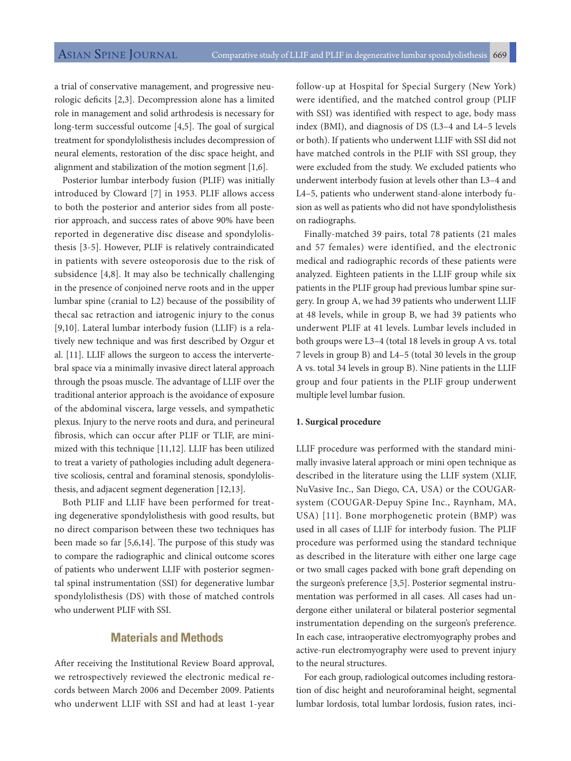a trial of conservative management, and progressive neurologic deficits [2,3]. Decompression alone has a limited role in management and solid arthrodesis is necessary for long-term successful outcome [4,5]. The goal of surgical treatment for spondylolisthesis includes decompression of neural elements, restoration of the disc space height, and alignment and stabilization of the motion segment [1,6].

Posterior lumbar interbody fusion (PLIF) was initially introduced by Cloward [7] in 1953. PLIF allows access to both the posterior and anterior sides from all posterior approach, and success rates of above 90% have been reported in degenerative disc disease and spondylolisthesis [3-5]. However, PLIF is relatively contraindicated in patients with severe osteoporosis due to the risk of subsidence [4,8]. It may also be technically challenging in the presence of conjoined nerve roots and in the upper lumbar spine (cranial to L2) because of the possibility of thecal sac retraction and iatrogenic injury to the conus [9,10]. Lateral lumbar interbody fusion (LLIF) is a relatively new technique and was first described by Ozgur et al. [11]. LLIF allows the surgeon to access the intervertebral space via a minimally invasive direct lateral approach through the psoas muscle. The advantage of LLIF over the traditional anterior approach is the avoidance of exposure of the abdominal viscera, large vessels, and sympathetic plexus. Injury to the nerve roots and dura, and perineural fibrosis, which can occur after PLIF or TLIF, are minimized with this technique [11,12]. LLIF has been utilized to treat a variety of pathologies including adult degenerative scoliosis, central and foraminal stenosis, spondylolisthesis, and adjacent segment degeneration [12,13].

Both PLIF and LLIF have been performed for treating degenerative spondylolisthesis with good results, but no direct comparison between these two techniques has been made so far [5,6,14]. The purpose of this study was to compare the radiographic and clinical outcome scores of patients who underwent LLIF with posterior segmental spinal instrumentation (SSI) for degenerative lumbar spondylolisthesis (DS) with those of matched controls who underwent PLIF with SSI.

## Materials and Methods

After receiving the Institutional Review Board approval, we retrospectively reviewed the electronic medical records between March 2006 and December 2009. Patients who underwent LLIF with SSI and had at least 1-year follow-up at Hospital for Special Surgery (New York) were identified, and the matched control group (PLIF with SSI) was identified with respect to age, body mass index (BMI), and diagnosis of DS (L3–4 and L4–5 levels or both). If patients who underwent LLIF with SSI did not have matched controls in the PLIF with SSI group, they were excluded from the study. We excluded patients who underwent interbody fusion at levels other than L3–4 and L4–5, patients who underwent stand-alone interbody fusion as well as patients who did not have spondylolisthesis on radiographs.

Finally-matched 39 pairs, total 78 patients (21 males and 57 females) were identified, and the electronic medical and radiographic records of these patients were analyzed. Eighteen patients in the LLIF group while six patients in the PLIF group had previous lumbar spine surgery. In group A, we had 39 patients who underwent LLIF at 48 levels, while in group B, we had 39 patients who underwent PLIF at 41 levels. Lumbar levels included in both groups were L3–4 (total 18 levels in group A vs. total 7 levels in group B) and L4–5 (total 30 levels in the group A vs. total 34 levels in group B). Nine patients in the LLIF group and four patients in the PLIF group underwent multiple level lumbar fusion.

### 1. Surgical procedure

LLIF procedure was performed with the standard minimally invasive lateral approach or mini open technique as described in the literature using the LLIF system (XLIF, NuVasive Inc., San Diego, CA, USA) or the COUGAR-system (COUGAR-Depuy Spine Inc., Raynham, MA, USA) [11]. Bone morphogenetic protein (BMP) was used in all cases of LLIF for interbody fusion. The PLIF procedure was performed using the standard technique as described in the literature with either one large cage or two small cages packed with bone graft depending on the surgeon's preference [3,5]. Posterior segmental instrumentation was performed in all cases. All cases had undergone either unilateral or bilateral posterior segmental instrumentation depending on the surgeon's preference. In each case, intraoperative electromyography probes and active-run electromyography were used to prevent injury to the neural structures.

For each group, radiological outcomes including restoration of disc height and neuroforaminal height, segmental lumbar lordosis, total lumbar lordosis, fusion rates, inci-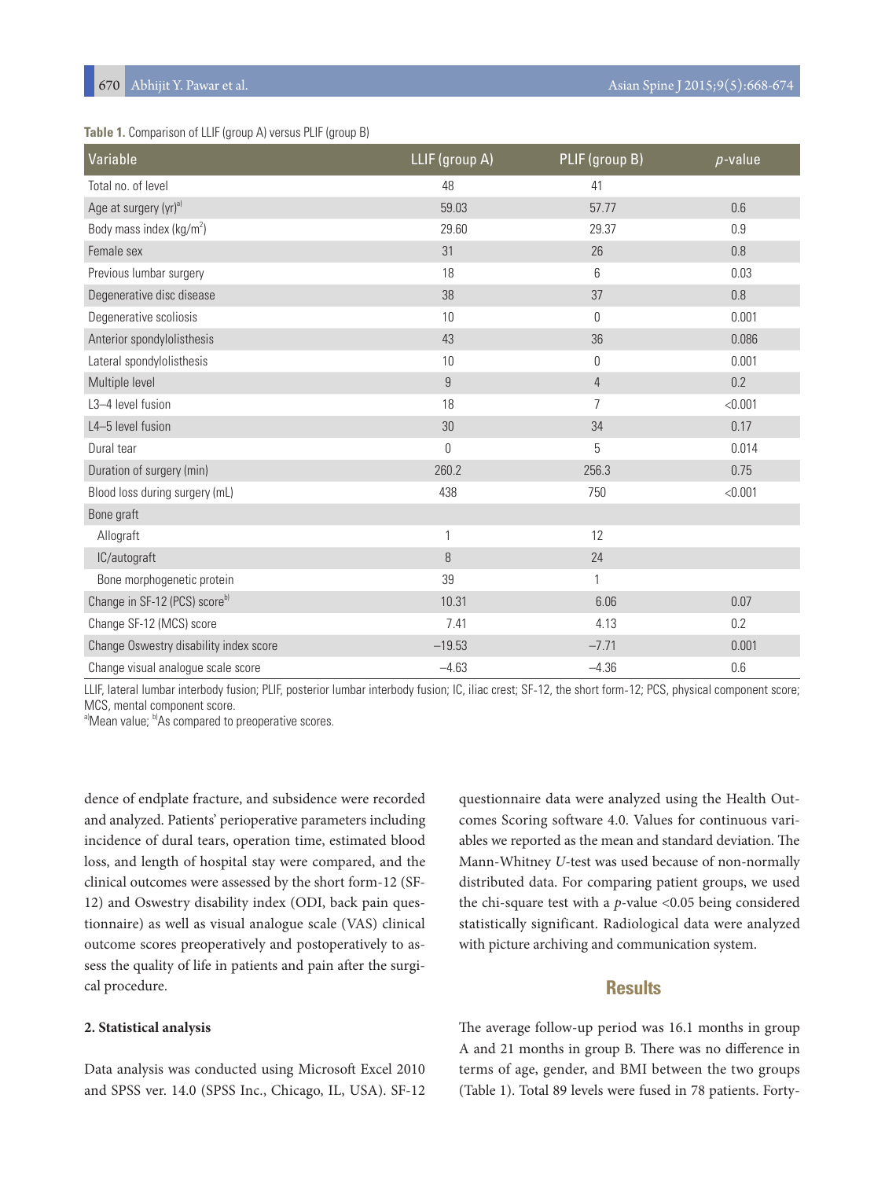**Table 1.** Comparison of LLIF (group A) versus PLIF (group B)

| Variable | LLIF (group A) | PLIF (group B) | *p*-value |
|---|---|---|---|
| Total no. of level | 48 | 41 | |
| Age at surgery (yr)[a] | 59.03 | 57.77 | 0.6 |
| Body mass index (kg/m$^2$) | 29.60 | 29.37 | 0.9 |
| Female sex | 31 | 26 | 0.8 |
| Previous lumbar surgery | 18 | 6 | 0.03 |
| Degenerative disc disease | 38 | 37 | 0.8 |
| Degenerative scoliosis | 10 | 0 | 0.001 |
| Anterior spondylolisthesis | 43 | 36 | 0.086 |
| Lateral spondylolisthesis | 10 | 0 | 0.001 |
| Multiple level | 9 | 4 | 0.2 |
| L3–4 level fusion | 18 | 7 | <0.001 |
| L4–5 level fusion | 30 | 34 | 0.17 |
| Dural tear | 0 | 5 | 0.014 |
| Duration of surgery (min) | 260.2 | 256.3 | 0.75 |
| Blood loss during surgery (mL) | 438 | 750 | <0.001 |
| Bone graft | | | |
| Allograft | 1 | 12 | |
| IC/autograft | 8 | 24 | |
| Bone morphogenetic protein | 39 | 1 | |
| Change in SF-12 (PCS) score[b] | 10.31 | 6.06 | 0.07 |
| Change SF-12 (MCS) score | 7.41 | 4.13 | 0.2 |
| Change Oswestry disability index score | −19.53 | −7.71 | 0.001 |
| Change visual analogue scale score | −4.63 | −4.36 | 0.6 |

LLIF, lateral lumbar interbody fusion; PLIF, posterior lumbar interbody fusion; IC, iliac crest; SF-12, the short form-12; PCS, physical component score; MCS, mental component score.
[a]Mean value; [b]As compared to preoperative scores.

dence of endplate fracture, and subsidence were recorded and analyzed. Patients' perioperative parameters including incidence of dural tears, operation time, estimated blood loss, and length of hospital stay were compared, and the clinical outcomes were assessed by the short form-12 (SF-12) and Oswestry disability index (ODI, back pain questionnaire) as well as visual analogue scale (VAS) clinical outcome scores preoperatively and postoperatively to assess the quality of life in patients and pain after the surgical procedure.

**2. Statistical analysis**

Data analysis was conducted using Microsoft Excel 2010 and SPSS ver. 14.0 (SPSS Inc., Chicago, IL, USA). SF-12 questionnaire data were analyzed using the Health Outcomes Scoring software 4.0. Values for continuous variables we reported as the mean and standard deviation. The Mann-Whitney *U*-test was used because of non-normally distributed data. For comparing patient groups, we used the chi-square test with a *p*-value <0.05 being considered statistically significant. Radiological data were analyzed with picture archiving and communication system.

## Results

The average follow-up period was 16.1 months in group A and 21 months in group B. There was no difference in terms of age, gender, and BMI between the two groups (Table 1). Total 89 levels were fused in 78 patients. Forty-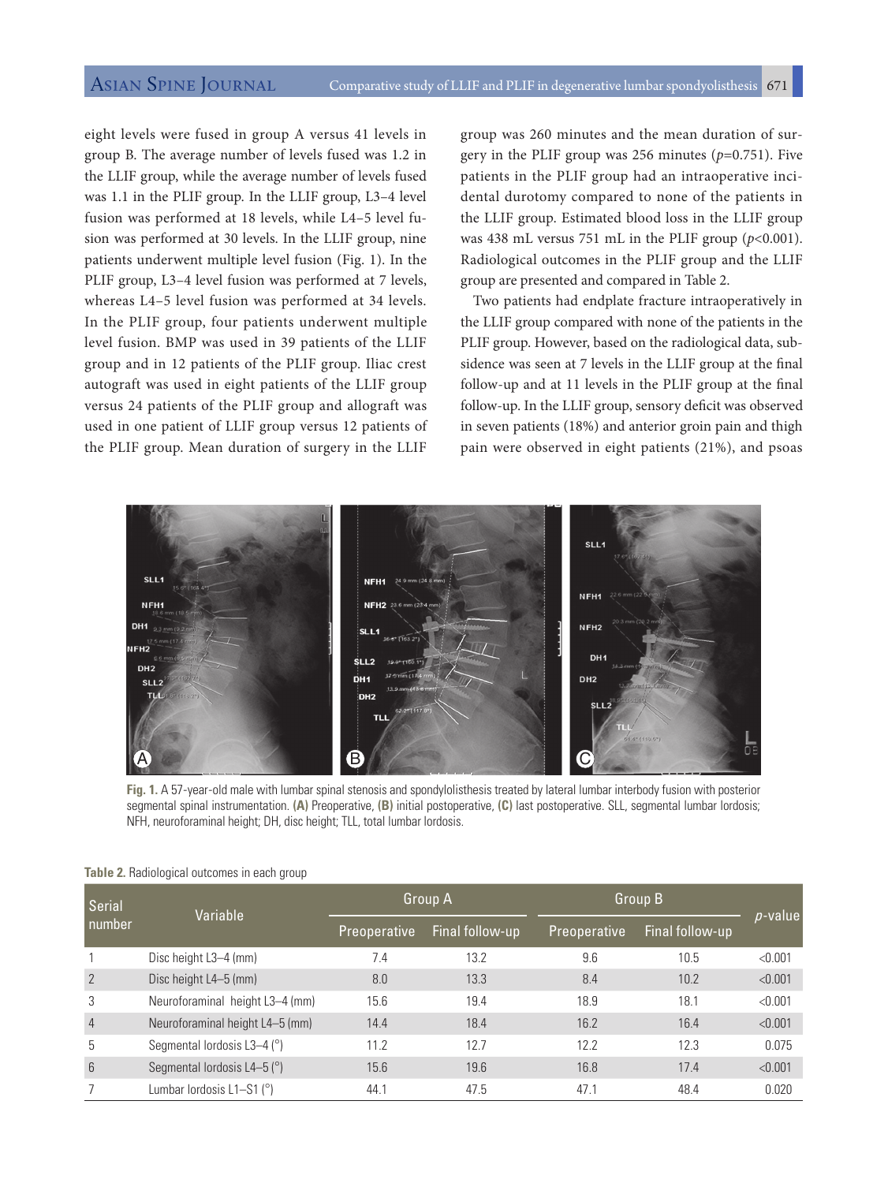eight levels were fused in group A versus 41 levels in group B. The average number of levels fused was 1.2 in the LLIF group, while the average number of levels fused was 1.1 in the PLIF group. In the LLIF group, L3–4 level fusion was performed at 18 levels, while L4–5 level fusion was performed at 30 levels. In the LLIF group, nine patients underwent multiple level fusion (Fig. 1). In the PLIF group, L3–4 level fusion was performed at 7 levels, whereas L4–5 level fusion was performed at 34 levels. In the PLIF group, four patients underwent multiple level fusion. BMP was used in 39 patients of the LLIF group and in 12 patients of the PLIF group. Iliac crest autograft was used in eight patients of the LLIF group versus 24 patients of the PLIF group and allograft was used in one patient of LLIF group versus 12 patients of the PLIF group. Mean duration of surgery in the LLIF group was 260 minutes and the mean duration of surgery in the PLIF group was 256 minutes ($p$=0.751). Five patients in the PLIF group had an intraoperative incidental durotomy compared to none of the patients in the LLIF group. Estimated blood loss in the LLIF group was 438 mL versus 751 mL in the PLIF group ($p$<0.001). Radiological outcomes in the PLIF group and the LLIF group are presented and compared in Table 2.

Two patients had endplate fracture intraoperatively in the LLIF group compared with none of the patients in the PLIF group. However, based on the radiological data, subsidence was seen at 7 levels in the LLIF group at the final follow-up and at 11 levels in the PLIF group at the final follow-up. In the LLIF group, sensory deficit was observed in seven patients (18%) and anterior groin pain and thigh pain were observed in eight patients (21%), and psoas

**Fig. 1.** A 57-year-old male with lumbar spinal stenosis and spondylolisthesis treated by lateral lumbar interbody fusion with posterior segmental spinal instrumentation. **(A)** Preoperative, **(B)** initial postoperative, **(C)** last postoperative. SLL, segmental lumbar lordosis; NFH, neuroforaminal height; DH, disc height; TLL, total lumbar lordosis.

**Table 2.** Radiological outcomes in each group

| Serial number | Variable | Group A | | Group B | | $p$-value |
|---|---|---|---|---|---|---|
| | | Preoperative | Final follow-up | Preoperative | Final follow-up | |
| 1 | Disc height L3–4 (mm) | 7.4 | 13.2 | 9.6 | 10.5 | <0.001 |
| 2 | Disc height L4–5 (mm) | 8.0 | 13.3 | 8.4 | 10.2 | <0.001 |
| 3 | Neuroforaminal height L3–4 (mm) | 15.6 | 19.4 | 18.9 | 18.1 | <0.001 |
| 4 | Neuroforaminal height L4–5 (mm) | 14.4 | 18.4 | 16.2 | 16.4 | <0.001 |
| 5 | Segmental lordosis L3–4 (°) | 11.2 | 12.7 | 12.2 | 12.3 | 0.075 |
| 6 | Segmental lordosis L4–5 (°) | 15.6 | 19.6 | 16.8 | 17.4 | <0.001 |
| 7 | Lumbar lordosis L1–S1 (°) | 44.1 | 47.5 | 47.1 | 48.4 | 0.020 |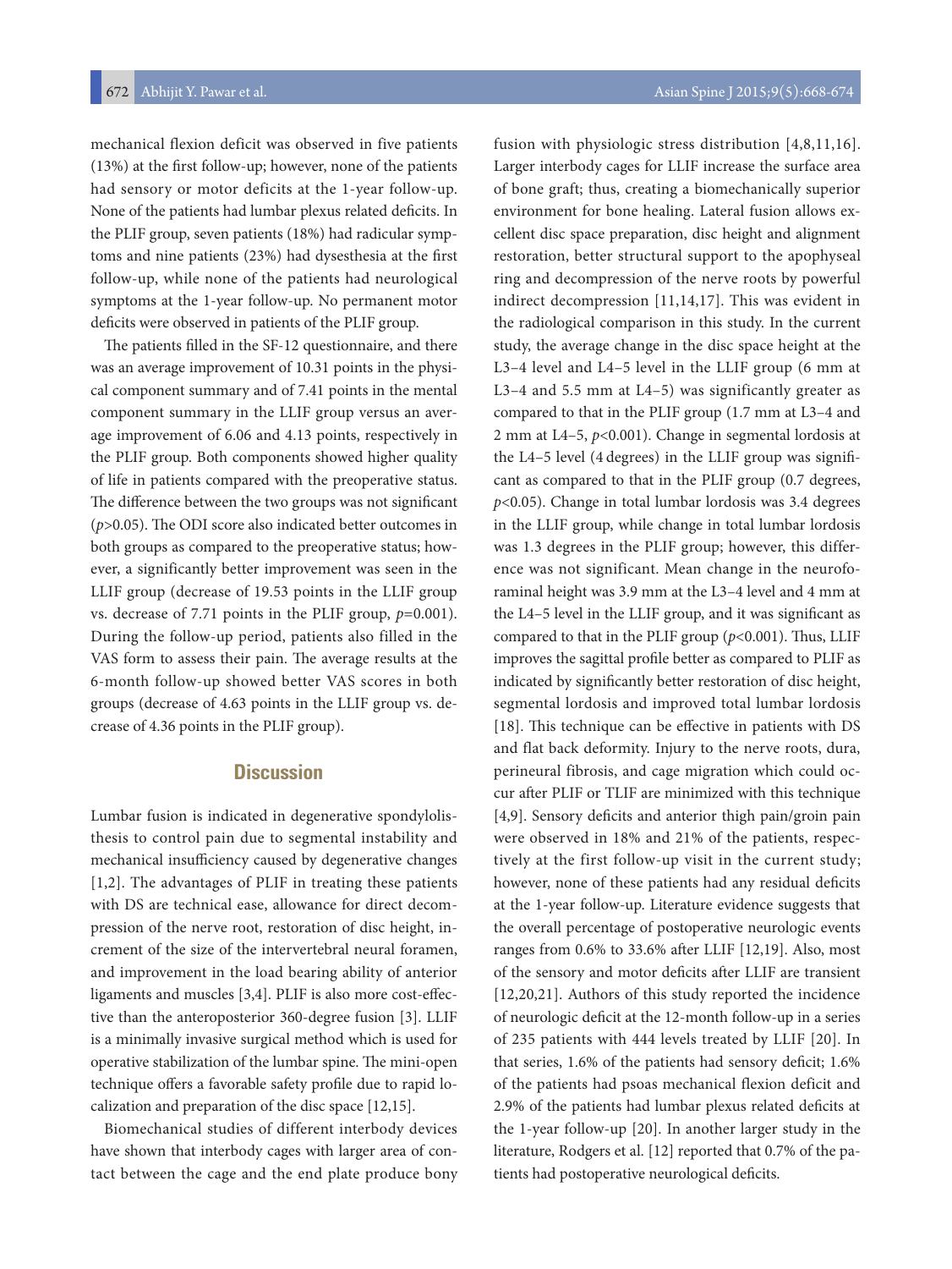mechanical flexion deficit was observed in five patients (13%) at the first follow-up; however, none of the patients had sensory or motor deficits at the 1-year follow-up. None of the patients had lumbar plexus related deficits. In the PLIF group, seven patients (18%) had radicular symptoms and nine patients (23%) had dysesthesia at the first follow-up, while none of the patients had neurological symptoms at the 1-year follow-up. No permanent motor deficits were observed in patients of the PLIF group.

The patients filled in the SF-12 questionnaire, and there was an average improvement of 10.31 points in the physical component summary and of 7.41 points in the mental component summary in the LLIF group versus an average improvement of 6.06 and 4.13 points, respectively in the PLIF group. Both components showed higher quality of life in patients compared with the preoperative status. The difference between the two groups was not significant ($p$>0.05). The ODI score also indicated better outcomes in both groups as compared to the preoperative status; however, a significantly better improvement was seen in the LLIF group (decrease of 19.53 points in the LLIF group vs. decrease of 7.71 points in the PLIF group, $p$=0.001). During the follow-up period, patients also filled in the VAS form to assess their pain. The average results at the 6-month follow-up showed better VAS scores in both groups (decrease of 4.63 points in the LLIF group vs. decrease of 4.36 points in the PLIF group).

## Discussion

Lumbar fusion is indicated in degenerative spondylolisthesis to control pain due to segmental instability and mechanical insufficiency caused by degenerative changes [1,2]. The advantages of PLIF in treating these patients with DS are technical ease, allowance for direct decompression of the nerve root, restoration of disc height, increment of the size of the intervertebral neural foramen, and improvement in the load bearing ability of anterior ligaments and muscles [3,4]. PLIF is also more cost-effective than the anteroposterior 360-degree fusion [3]. LLIF is a minimally invasive surgical method which is used for operative stabilization of the lumbar spine. The mini-open technique offers a favorable safety profile due to rapid localization and preparation of the disc space [12,15].

Biomechanical studies of different interbody devices have shown that interbody cages with larger area of contact between the cage and the end plate produce bony fusion with physiologic stress distribution [4,8,11,16]. Larger interbody cages for LLIF increase the surface area of bone graft; thus, creating a biomechanically superior environment for bone healing. Lateral fusion allows excellent disc space preparation, disc height and alignment restoration, better structural support to the apophyseal ring and decompression of the nerve roots by powerful indirect decompression [11,14,17]. This was evident in the radiological comparison in this study. In the current study, the average change in the disc space height at the L3–4 level and L4–5 level in the LLIF group (6 mm at L3–4 and 5.5 mm at L4–5) was significantly greater as compared to that in the PLIF group (1.7 mm at L3–4 and 2 mm at L4–5, $p$<0.001). Change in segmental lordosis at the L4–5 level (4 degrees) in the LLIF group was significant as compared to that in the PLIF group (0.7 degrees, $p$<0.05). Change in total lumbar lordosis was 3.4 degrees in the LLIF group, while change in total lumbar lordosis was 1.3 degrees in the PLIF group; however, this difference was not significant. Mean change in the neuroforaminal height was 3.9 mm at the L3–4 level and 4 mm at the L4–5 level in the LLIF group, and it was significant as compared to that in the PLIF group ($p$<0.001). Thus, LLIF improves the sagittal profile better as compared to PLIF as indicated by significantly better restoration of disc height, segmental lordosis and improved total lumbar lordosis [18]. This technique can be effective in patients with DS and flat back deformity. Injury to the nerve roots, dura, perineural fibrosis, and cage migration which could occur after PLIF or TLIF are minimized with this technique [4,9]. Sensory deficits and anterior thigh pain/groin pain were observed in 18% and 21% of the patients, respectively at the first follow-up visit in the current study; however, none of these patients had any residual deficits at the 1-year follow-up. Literature evidence suggests that the overall percentage of postoperative neurologic events ranges from 0.6% to 33.6% after LLIF [12,19]. Also, most of the sensory and motor deficits after LLIF are transient [12,20,21]. Authors of this study reported the incidence of neurologic deficit at the 12-month follow-up in a series of 235 patients with 444 levels treated by LLIF [20]. In that series, 1.6% of the patients had sensory deficit; 1.6% of the patients had psoas mechanical flexion deficit and 2.9% of the patients had lumbar plexus related deficits at the 1-year follow-up [20]. In another larger study in the literature, Rodgers et al. [12] reported that 0.7% of the patients had postoperative neurological deficits.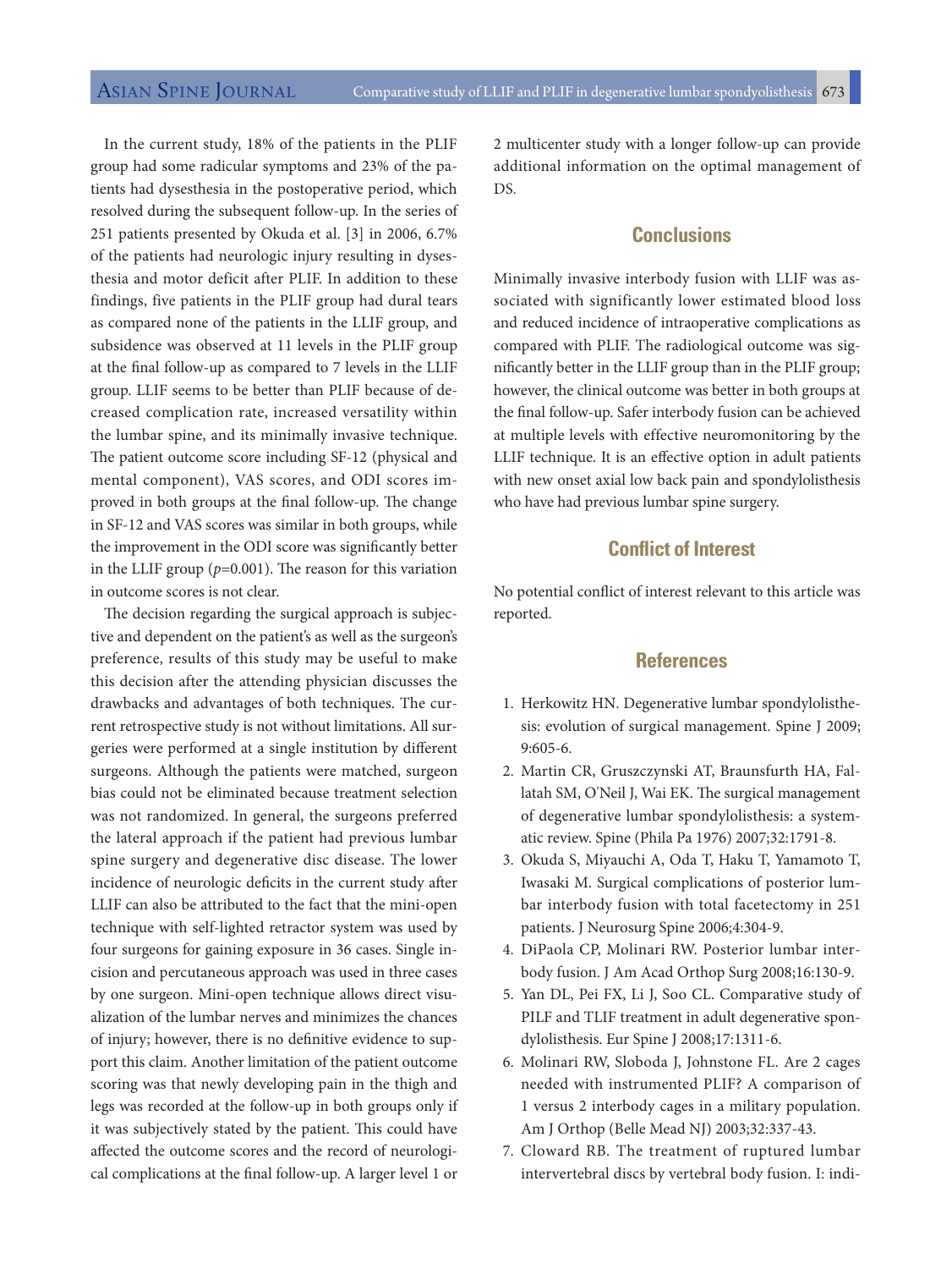In the current study, 18% of the patients in the PLIF group had some radicular symptoms and 23% of the patients had dysesthesia in the postoperative period, which resolved during the subsequent follow-up. In the series of 251 patients presented by Okuda et al. [3] in 2006, 6.7% of the patients had neurologic injury resulting in dysesthesia and motor deficit after PLIF. In addition to these findings, five patients in the PLIF group had dural tears as compared none of the patients in the LLIF group, and subsidence was observed at 11 levels in the PLIF group at the final follow-up as compared to 7 levels in the LLIF group. LLIF seems to be better than PLIF because of decreased complication rate, increased versatility within the lumbar spine, and its minimally invasive technique. The patient outcome score including SF-12 (physical and mental component), VAS scores, and ODI scores improved in both groups at the final follow-up. The change in SF-12 and VAS scores was similar in both groups, while the improvement in the ODI score was significantly better in the LLIF group ($p$=0.001). The reason for this variation in outcome scores is not clear.

The decision regarding the surgical approach is subjective and dependent on the patient's as well as the surgeon's preference, results of this study may be useful to make this decision after the attending physician discusses the drawbacks and advantages of both techniques. The current retrospective study is not without limitations. All surgeries were performed at a single institution by different surgeons. Although the patients were matched, surgeon bias could not be eliminated because treatment selection was not randomized. In general, the surgeons preferred the lateral approach if the patient had previous lumbar spine surgery and degenerative disc disease. The lower incidence of neurologic deficits in the current study after LLIF can also be attributed to the fact that the mini-open technique with self-lighted retractor system was used by four surgeons for gaining exposure in 36 cases. Single incision and percutaneous approach was used in three cases by one surgeon. Mini-open technique allows direct visualization of the lumbar nerves and minimizes the chances of injury; however, there is no definitive evidence to support this claim. Another limitation of the patient outcome scoring was that newly developing pain in the thigh and legs was recorded at the follow-up in both groups only if it was subjectively stated by the patient. This could have affected the outcome scores and the record of neurological complications at the final follow-up. A larger level 1 or 2 multicenter study with a longer follow-up can provide additional information on the optimal management of DS.

## Conclusions

Minimally invasive interbody fusion with LLIF was associated with significantly lower estimated blood loss and reduced incidence of intraoperative complications as compared with PLIF. The radiological outcome was significantly better in the LLIF group than in the PLIF group; however, the clinical outcome was better in both groups at the final follow-up. Safer interbody fusion can be achieved at multiple levels with effective neuromonitoring by the LLIF technique. It is an effective option in adult patients with new onset axial low back pain and spondylolisthesis who have had previous lumbar spine surgery.

## Conflict of Interest

No potential conflict of interest relevant to this article was reported.

## References

1. Herkowitz HN. Degenerative lumbar spondylolisthesis: evolution of surgical management. Spine J 2009; 9:605-6.
2. Martin CR, Gruszczynski AT, Braunsfurth HA, Fallatah SM, O'Neil J, Wai EK. The surgical management of degenerative lumbar spondylolisthesis: a systematic review. Spine (Phila Pa 1976) 2007;32:1791-8.
3. Okuda S, Miyauchi A, Oda T, Haku T, Yamamoto T, Iwasaki M. Surgical complications of posterior lumbar interbody fusion with total facetectomy in 251 patients. J Neurosurg Spine 2006;4:304-9.
4. DiPaola CP, Molinari RW. Posterior lumbar interbody fusion. J Am Acad Orthop Surg 2008;16:130-9.
5. Yan DL, Pei FX, Li J, Soo CL. Comparative study of PILF and TLIF treatment in adult degenerative spondylolisthesis. Eur Spine J 2008;17:1311-6.
6. Molinari RW, Sloboda J, Johnstone FL. Are 2 cages needed with instrumented PLIF? A comparison of 1 versus 2 interbody cages in a military population. Am J Orthop (Belle Mead NJ) 2003;32:337-43.
7. Cloward RB. The treatment of ruptured lumbar intervertebral discs by vertebral body fusion. I: indi-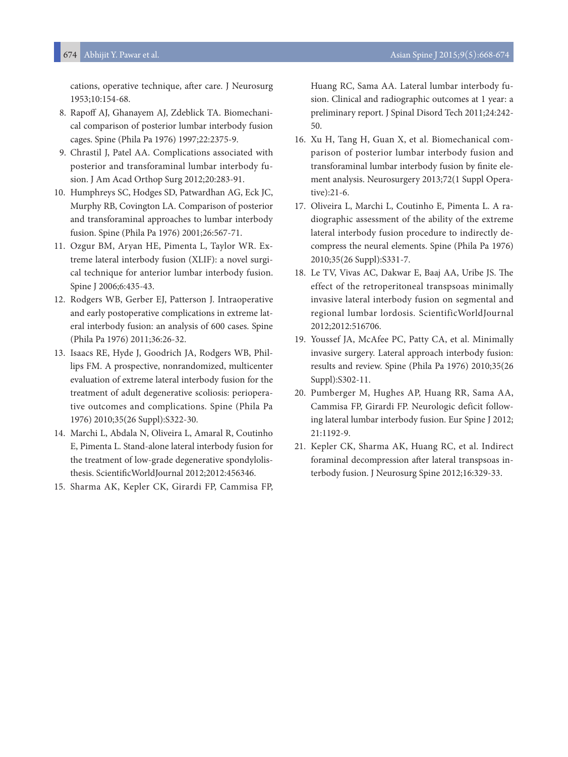cations, operative technique, after care. J Neurosurg 1953;10:154-68.

8. Rapoff AJ, Ghanayem AJ, Zdeblick TA. Biomechanical comparison of posterior lumbar interbody fusion cages. Spine (Phila Pa 1976) 1997;22:2375-9.
9. Chrastil J, Patel AA. Complications associated with posterior and transforaminal lumbar interbody fusion. J Am Acad Orthop Surg 2012;20:283-91.
10. Humphreys SC, Hodges SD, Patwardhan AG, Eck JC, Murphy RB, Covington LA. Comparison of posterior and transforaminal approaches to lumbar interbody fusion. Spine (Phila Pa 1976) 2001;26:567-71.
11. Ozgur BM, Aryan HE, Pimenta L, Taylor WR. Extreme lateral interbody fusion (XLIF): a novel surgical technique for anterior lumbar interbody fusion. Spine J 2006;6:435-43.
12. Rodgers WB, Gerber EJ, Patterson J. Intraoperative and early postoperative complications in extreme lateral interbody fusion: an analysis of 600 cases. Spine (Phila Pa 1976) 2011;36:26-32.
13. Isaacs RE, Hyde J, Goodrich JA, Rodgers WB, Phillips FM. A prospective, nonrandomized, multicenter evaluation of extreme lateral interbody fusion for the treatment of adult degenerative scoliosis: perioperative outcomes and complications. Spine (Phila Pa 1976) 2010;35(26 Suppl):S322-30.
14. Marchi L, Abdala N, Oliveira L, Amaral R, Coutinho E, Pimenta L. Stand-alone lateral interbody fusion for the treatment of low-grade degenerative spondylolisthesis. ScientificWorldJournal 2012;2012:456346.
15. Sharma AK, Kepler CK, Girardi FP, Cammisa FP, Huang RC, Sama AA. Lateral lumbar interbody fusion. Clinical and radiographic outcomes at 1 year: a preliminary report. J Spinal Disord Tech 2011;24:242-50.
16. Xu H, Tang H, Guan X, et al. Biomechanical comparison of posterior lumbar interbody fusion and transforaminal lumbar interbody fusion by finite element analysis. Neurosurgery 2013;72(1 Suppl Operative):21-6.
17. Oliveira L, Marchi L, Coutinho E, Pimenta L. A radiographic assessment of the ability of the extreme lateral interbody fusion procedure to indirectly decompress the neural elements. Spine (Phila Pa 1976) 2010;35(26 Suppl):S331-7.
18. Le TV, Vivas AC, Dakwar E, Baaj AA, Uribe JS. The effect of the retroperitoneal transpsoas minimally invasive lateral interbody fusion on segmental and regional lumbar lordosis. ScientificWorldJournal 2012;2012:516706.
19. Youssef JA, McAfee PC, Patty CA, et al. Minimally invasive surgery. Lateral approach interbody fusion: results and review. Spine (Phila Pa 1976) 2010;35(26 Suppl):S302-11.
20. Pumberger M, Hughes AP, Huang RR, Sama AA, Cammisa FP, Girardi FP. Neurologic deficit following lateral lumbar interbody fusion. Eur Spine J 2012;21:1192-9.
21. Kepler CK, Sharma AK, Huang RC, et al. Indirect foraminal decompression after lateral transpsoas interbody fusion. J Neurosurg Spine 2012;16:329-33.